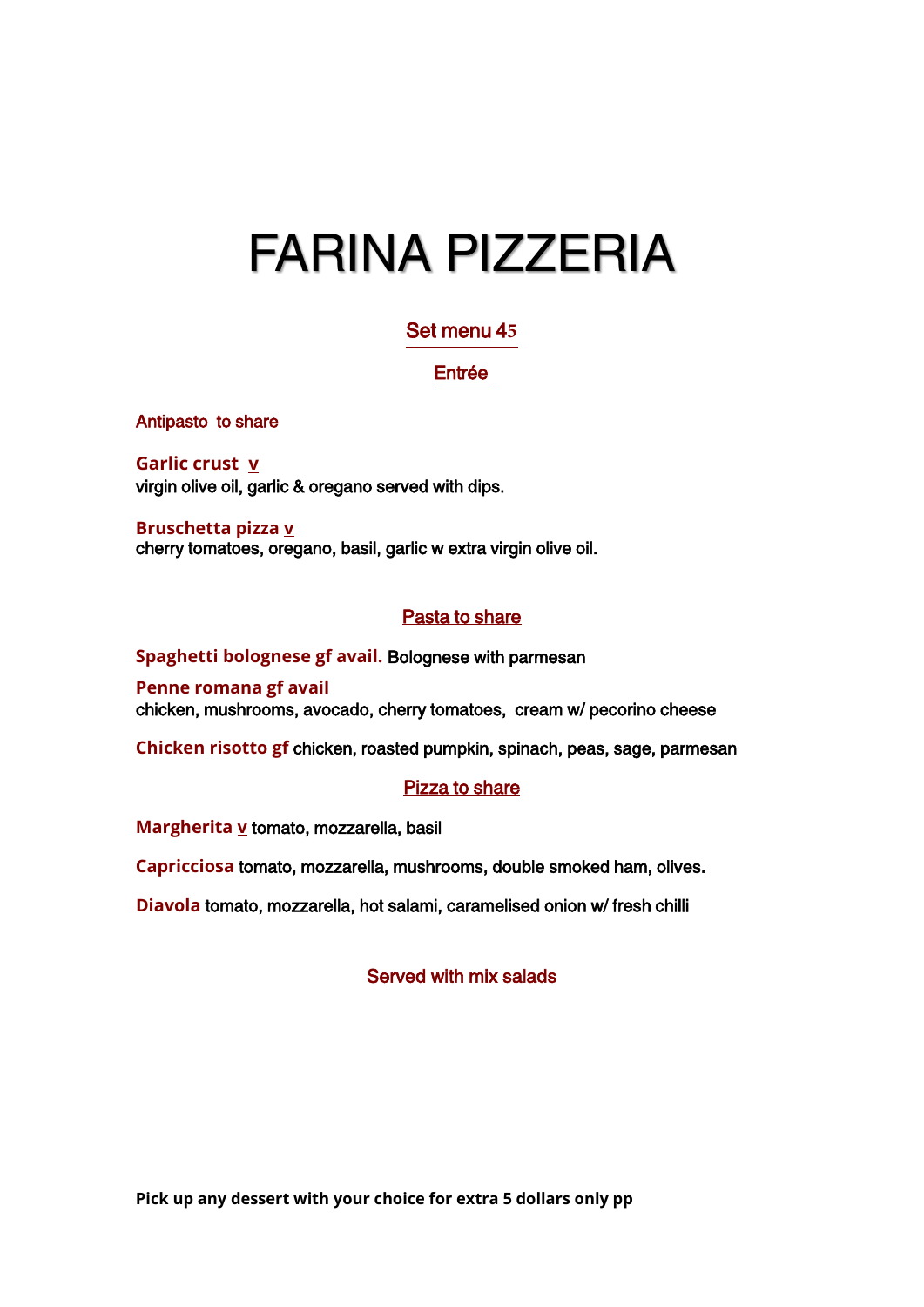# FARINA PIZZERIA

## Set menu 45

### Entrée

**Antipasto to share**

**Garlic crust v**
virgin olive oil, garlic & oregano served with dips.

**Bruschetta pizza v**
cherry tomatoes, oregano, basil, garlic w extra virgin olive oil.

### Pasta to share

**Spaghetti bolognese gf avail.** Bolognese with parmesan

**Penne romana gf avail**
chicken, mushrooms, avocado, cherry tomatoes, cream w/ pecorino cheese

**Chicken risotto gf** chicken, roasted pumpkin, spinach, peas, sage, parmesan

### Pizza to share

**Margherita v** tomato, mozzarella, basil

**Capricciosa** tomato, mozzarella, mushrooms, double smoked ham, olives.

**Diavola** tomato, mozzarella, hot salami, caramelised onion w/ fresh chilli

**Served with mix salads**

**Pick up any dessert with your choice for extra 5 dollars only pp**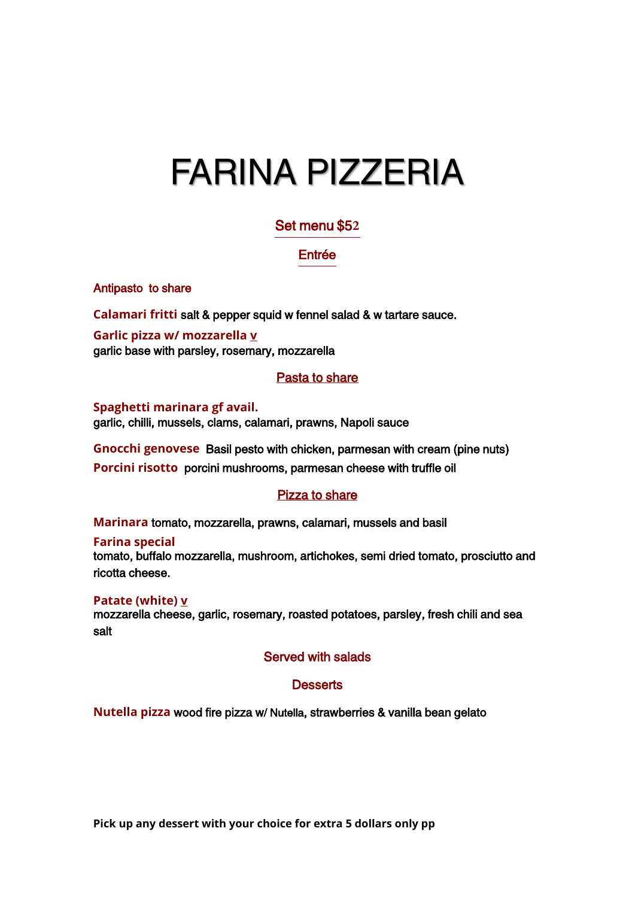# FARINA PIZZERIA

## Set menu $52

## Entrée

### Antipasto to share

**Calamari fritti** salt & pepper squid w fennel salad & w tartare sauce.

**Garlic pizza w/ mozzarella v**
garlic base with parsley, rosemary, mozzarella

## Pasta to share

**Spaghetti marinara gf avail.**
garlic, chilli, mussels, clams, calamari, prawns, Napoli sauce

**Gnocchi genovese** Basil pesto with chicken, parmesan with cream (pine nuts)

**Porcini risotto** porcini mushrooms, parmesan cheese with truffle oil

## Pizza to share

**Marinara** tomato, mozzarella, prawns, calamari, mussels and basil

**Farina special**
tomato, buffalo mozzarella, mushroom, artichokes, semi dried tomato, prosciutto and ricotta cheese.

**Patate (white) v**
mozzarella cheese, garlic, rosemary, roasted potatoes, parsley, fresh chili and sea salt

### Served with salads

## Desserts

**Nutella pizza** wood fire pizza w/ Nutella, strawberries & vanilla bean gelato

**Pick up any dessert with your choice for extra 5 dollars only pp**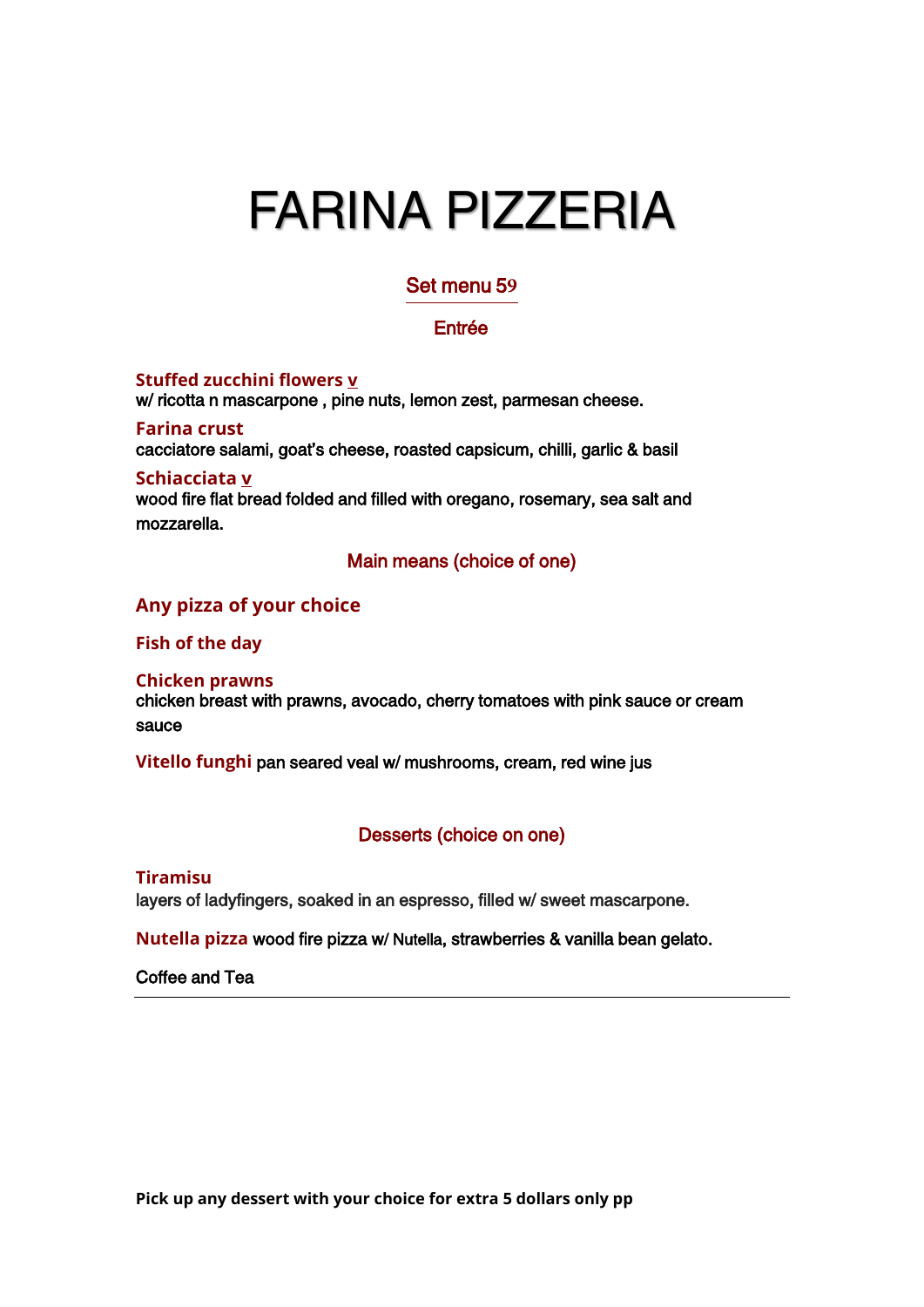# FARINA PIZZERIA

## Set menu 59

### Entrée

**Stuffed zucchini flowers v**
w/ ricotta n mascarpone , pine nuts, lemon zest, parmesan cheese.

**Farina crust**
cacciatore salami, goat's cheese, roasted capsicum, chilli, garlic & basil

**Schiacciata v**
wood fire flat bread folded and filled with oregano, rosemary, sea salt and mozzarella.

### Main means (choice of one)

**Any pizza of your choice**

**Fish of the day**

**Chicken prawns**
chicken breast with prawns, avocado, cherry tomatoes with pink sauce or cream sauce

**Vitello funghi** pan seared veal w/ mushrooms, cream, red wine jus

### Desserts (choice on one)

**Tiramisu**
layers of ladyfingers, soaked in an espresso, filled w/ sweet mascarpone.

**Nutella pizza** wood fire pizza w/ Nutella, strawberries & vanilla bean gelato.

Coffee and Tea

---

**Pick up any dessert with your choice for extra 5 dollars only pp**